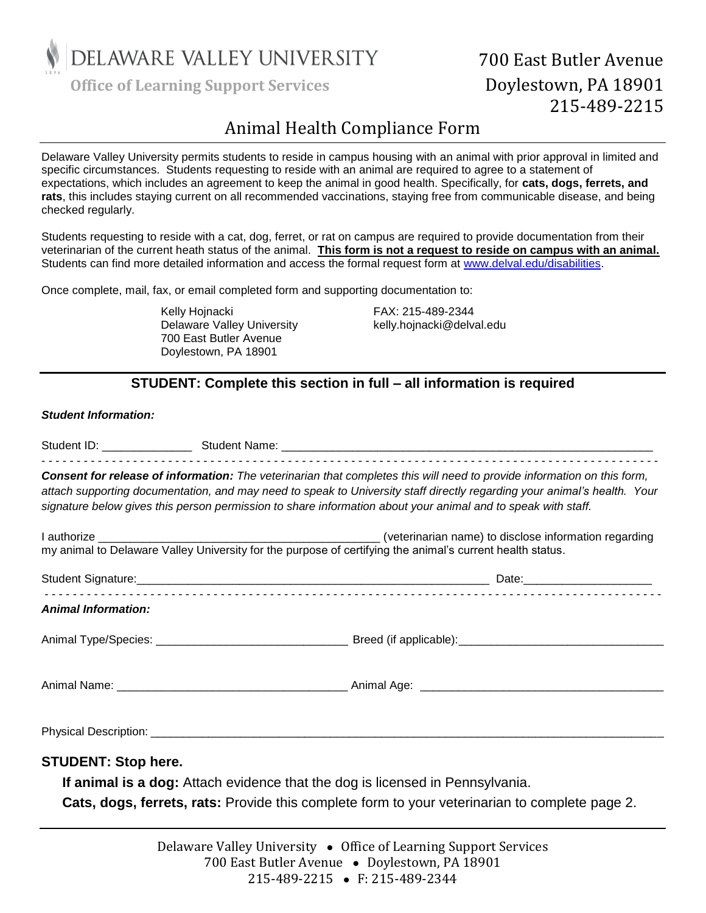DELAWARE VALLEY UNIVERSITY

**Office of Learning Support Services**

700 East Butler Avenue
Doylestown, PA 18901
215-489-2215

# Animal Health Compliance Form

Delaware Valley University permits students to reside in campus housing with an animal with prior approval in limited and specific circumstances. Students requesting to reside with an animal are required to agree to a statement of expectations, which includes an agreement to keep the animal in good health. Specifically, for **cats, dogs, ferrets, and rats**, this includes staying current on all recommended vaccinations, staying free from communicable disease, and being checked regularly.

Students requesting to reside with a cat, dog, ferret, or rat on campus are required to provide documentation from their veterinarian of the current heath status of the animal. **This form is not a request to reside on campus with an animal.** Students can find more detailed information and access the formal request form at www.delval.edu/disabilities.

Once complete, mail, fax, or email completed form and supporting documentation to:

Kelly Hojnacki
Delaware Valley University
700 East Butler Avenue
Doylestown, PA 18901

FAX: 215-489-2344
kelly.hojnacki@delval.edu

## STUDENT: Complete this section in full – all information is required

***Student Information:***

Student ID: ______________ Student Name: ____________________________________________________________

---

***Consent for release of information:*** *The veterinarian that completes this will need to provide information on this form, attach supporting documentation, and may need to speak to University staff directly regarding your animal's health. Your signature below gives this person permission to share information about your animal and to speak with staff.*

I authorize ____________________________________________ (veterinarian name) to disclose information regarding my animal to Delaware Valley University for the purpose of certifying the animal's current health status.

Student Signature:________________________________________________________ Date:____________________

---

***Animal Information:***

Animal Type/Species: ______________________________ Breed (if applicable):_______________________________

Animal Name: ____________________________________ Animal Age: _____________________________________

Physical Description: ________________________________________________________________________________

**STUDENT: Stop here.**

**If animal is a dog:** Attach evidence that the dog is licensed in Pennsylvania.

**Cats, dogs, ferrets, rats:** Provide this complete form to your veterinarian to complete page 2.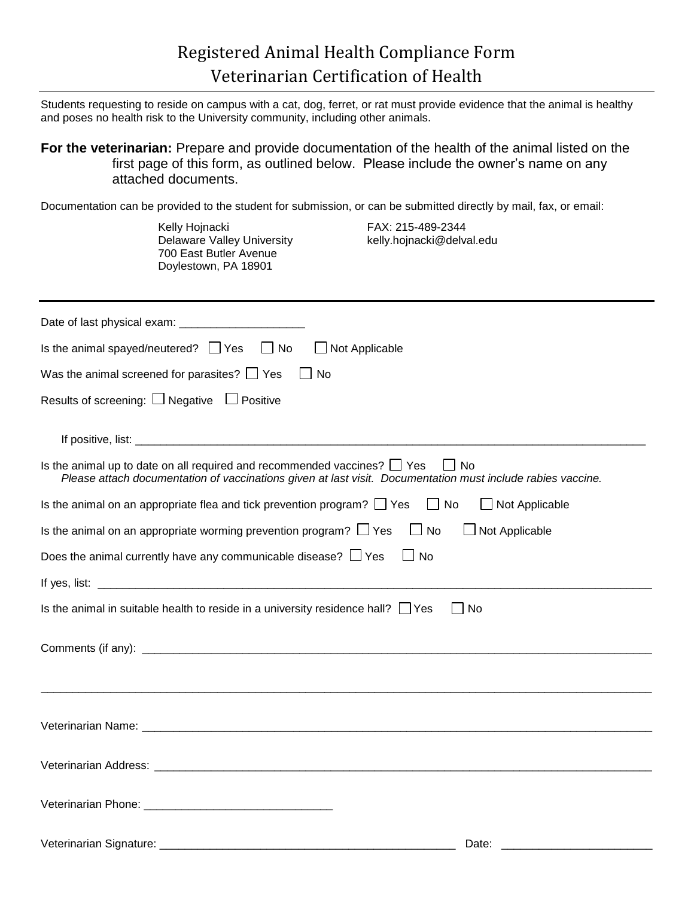# Registered Animal Health Compliance Form
# Veterinarian Certification of Health

Students requesting to reside on campus with a cat, dog, ferret, or rat must provide evidence that the animal is healthy and poses no health risk to the University community, including other animals.

**For the veterinarian:** Prepare and provide documentation of the health of the animal listed on the first page of this form, as outlined below. Please include the owner's name on any attached documents.

Documentation can be provided to the student for submission, or can be submitted directly by mail, fax, or email:

Kelly Hojnacki
Delaware Valley University
700 East Butler Avenue
Doylestown, PA 18901

FAX: 215-489-2344
kelly.hojnacki@delval.edu

---

Date of last physical exam: ____________________

Is the animal spayed/neutered? ☐ Yes ☐ No ☐ Not Applicable

Was the animal screened for parasites? ☐ Yes ☐ No

Results of screening: ☐ Negative ☐ Positive

If positive, list: ________________________________________________________________________________

Is the animal up to date on all required and recommended vaccines? ☐ Yes ☐ No
*Please attach documentation of vaccinations given at last visit. Documentation must include rabies vaccine.*

Is the animal on an appropriate flea and tick prevention program? ☐ Yes ☐ No ☐ Not Applicable

Is the animal on an appropriate worming prevention program? ☐ Yes ☐ No ☐ Not Applicable

Does the animal currently have any communicable disease? ☐ Yes ☐ No

If yes, list: ________________________________________________________________________________

Is the animal in suitable health to reside in a university residence hall? ☐ Yes ☐ No

Comments (if any): ________________________________________________________________________________

________________________________________________________________________________

Veterinarian Name: ________________________________________________________________________________

Veterinarian Address: ________________________________________________________________________________

Veterinarian Phone: ______________________________

Veterinarian Signature: ________________________________________________ Date: ________________________